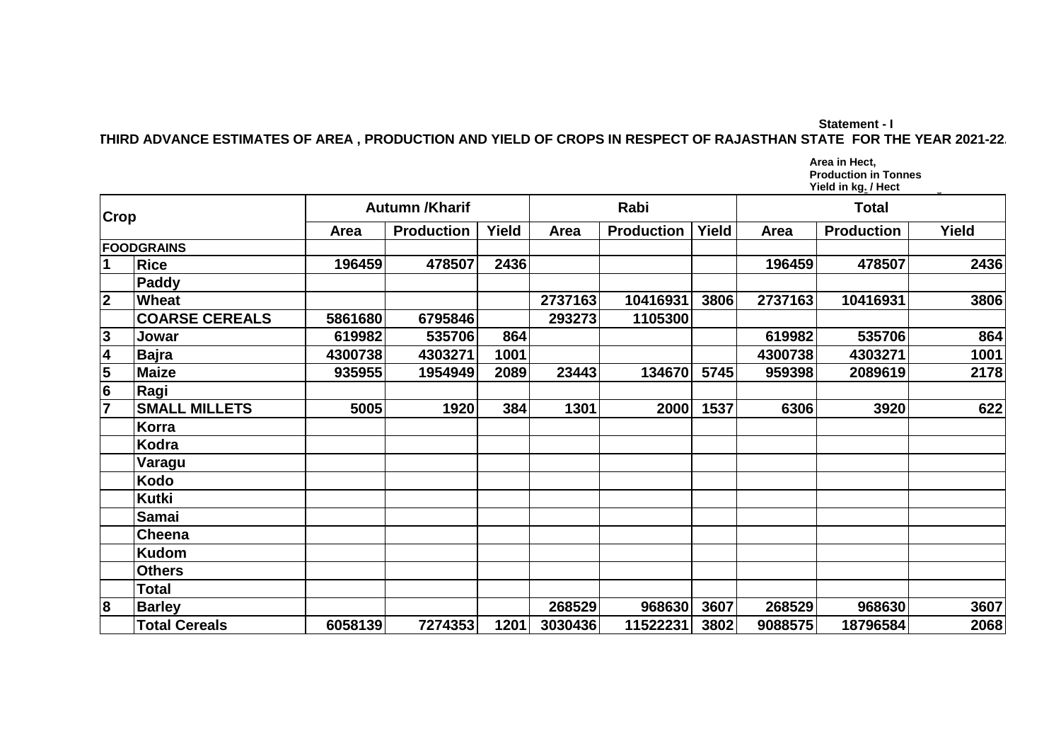Statement - I

**THIRD ADVANCE ESTIMATES OF AREA , PRODUCTION AND YIELD OF CROPS IN RESPECT OF RAJASTHAN STATE FOR THE YEAR 2021-22.**

Area in Hect,
Production in Tonnes
Yield in kg. / Hect

| Crop | | Autumn /Kharif | | | Rabi | | | Total | | |
|---|---|---|---|---|---|---|---|---|---|---|
| | | Area | Production | Yield | Area | Production | Yield | Area | Production | Yield |
| FOODGRAINS | | | | | | | | | | |
| 1 | Rice | 196459 | 478507 | 2436 | | | | 196459 | 478507 | 2436 |
| | Paddy | | | | | | | | | |
| 2 | Wheat | | | | 2737163 | 10416931 | 3806 | 2737163 | 10416931 | 3806 |
| | COARSE CEREALS | 5861680 | 6795846 | | 293273 | 1105300 | | | | |
| 3 | Jowar | 619982 | 535706 | 864 | | | | 619982 | 535706 | 864 |
| 4 | Bajra | 4300738 | 4303271 | 1001 | | | | 4300738 | 4303271 | 1001 |
| 5 | Maize | 935955 | 1954949 | 2089 | 23443 | 134670 | 5745 | 959398 | 2089619 | 2178 |
| 6 | Ragi | | | | | | | | | |
| 7 | SMALL MILLETS | 5005 | 1920 | 384 | 1301 | 2000 | 1537 | 6306 | 3920 | 622 |
| | Korra | | | | | | | | | |
| | Kodra | | | | | | | | | |
| | Varagu | | | | | | | | | |
| | Kodo | | | | | | | | | |
| | Kutki | | | | | | | | | |
| | Samai | | | | | | | | | |
| | Cheena | | | | | | | | | |
| | Kudom | | | | | | | | | |
| | Others | | | | | | | | | |
| | Total | | | | | | | | | |
| 8 | Barley | | | | 268529 | 968630 | 3607 | 268529 | 968630 | 3607 |
| | Total Cereals | 6058139 | 7274353 | 1201 | 3030436 | 11522231 | 3802 | 9088575 | 18796584 | 2068 |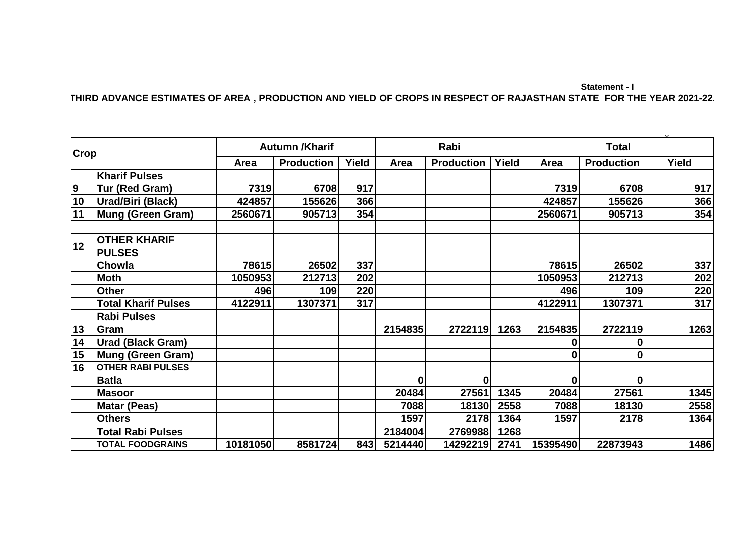Statement - I

**THIRD ADVANCE ESTIMATES OF AREA , PRODUCTION AND YIELD OF CROPS IN RESPECT OF RAJASTHAN STATE FOR THE YEAR 2021-22.**

| Crop | | Autumn /Kharif | | | Rabi | | | Total | | |
|---|---|---|---|---|---|---|---|---|---|---|
| | | Area | Production | Yield | Area | Production | Yield | Area | Production | Yield |
| | **Kharif Pulses** | | | | | | | | | |
| 9 | **Tur (Red Gram)** | 7319 | 6708 | 917 | | | | 7319 | 6708 | 917 |
| 10 | **Urad/Biri (Black)** | 424857 | 155626 | 366 | | | | 424857 | 155626 | 366 |
| 11 | **Mung (Green Gram)** | 2560671 | 905713 | 354 | | | | 2560671 | 905713 | 354 |
| | | | | | | | | | | |
| 12 | **OTHER KHARIF PULSES** | | | | | | | | | |
| | **Chowla** | 78615 | 26502 | 337 | | | | 78615 | 26502 | 337 |
| | **Moth** | 1050953 | 212713 | 202 | | | | 1050953 | 212713 | 202 |
| | **Other** | 496 | 109 | 220 | | | | 496 | 109 | 220 |
| | **Total Kharif Pulses** | 4122911 | 1307371 | 317 | | | | 4122911 | 1307371 | 317 |
| | **Rabi Pulses** | | | | | | | | | |
| 13 | **Gram** | | | | 2154835 | 2722119 | 1263 | 2154835 | 2722119 | 1263 |
| 14 | **Urad (Black Gram)** | | | | | | | 0 | 0 | |
| 15 | **Mung (Green Gram)** | | | | | | | 0 | 0 | |
| 16 | **OTHER RABI PULSES** | | | | | | | | | |
| | **Batla** | | | | 0 | 0 | | 0 | 0 | |
| | **Masoor** | | | | 20484 | 27561 | 1345 | 20484 | 27561 | 1345 |
| | **Matar (Peas)** | | | | 7088 | 18130 | 2558 | 7088 | 18130 | 2558 |
| | **Others** | | | | 1597 | 2178 | 1364 | 1597 | 2178 | 1364 |
| | **Total Rabi Pulses** | | | | 2184004 | 2769988 | 1268 | | | |
| | **TOTAL FOODGRAINS** | 10181050 | 8581724 | 843 | 5214440 | 14292219 | 2741 | 15395490 | 22873943 | 1486 |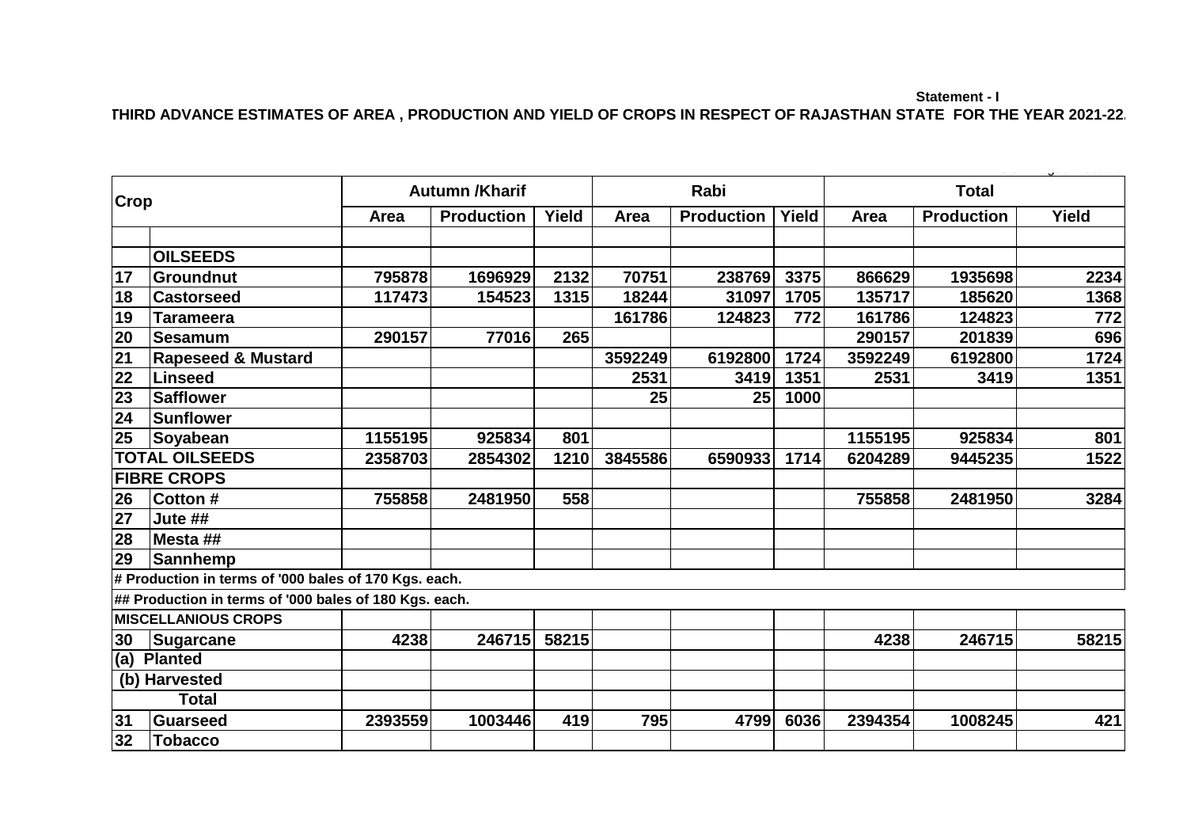**Statement - I**

**THIRD ADVANCE ESTIMATES OF AREA , PRODUCTION AND YIELD OF CROPS IN RESPECT OF RAJASTHAN STATE FOR THE YEAR 2021-22.**

| Crop | | Autumn /Kharif | | | Rabi | | | Total | | |
|---|---|---|---|---|---|---|---|---|---|---|
| | | Area | Production | Yield | Area | Production | Yield | Area | Production | Yield |
| | | | | | | | | | | |
| | **OILSEEDS** | | | | | | | | | |
| 17 | Groundnut | 795878 | 1696929 | 2132 | 70751 | 238769 | 3375 | 866629 | 1935698 | 2234 |
| 18 | Castorseed | 117473 | 154523 | 1315 | 18244 | 31097 | 1705 | 135717 | 185620 | 1368 |
| 19 | Tarameera | | | | 161786 | 124823 | 772 | 161786 | 124823 | 772 |
| 20 | Sesamum | 290157 | 77016 | 265 | | | | 290157 | 201839 | 696 |
| 21 | Rapeseed & Mustard | | | | 3592249 | 6192800 | 1724 | 3592249 | 6192800 | 1724 |
| 22 | Linseed | | | | 2531 | 3419 | 1351 | 2531 | 3419 | 1351 |
| 23 | Safflower | | | | 25 | 25 | 1000 | | | |
| 24 | Sunflower | | | | | | | | | |
| 25 | Soyabean | 1155195 | 925834 | 801 | | | | 1155195 | 925834 | 801 |
| **TOTAL OILSEEDS** | | 2358703 | 2854302 | 1210 | 3845586 | 6590933 | 1714 | 6204289 | 9445235 | 1522 |
| **FIBRE CROPS** | | | | | | | | | | |
| 26 | Cotton # | 755858 | 2481950 | 558 | | | | 755858 | 2481950 | 3284 |
| 27 | Jute ## | | | | | | | | | |
| 28 | Mesta ## | | | | | | | | | |
| 29 | Sannhemp | | | | | | | | | |
| # Production in terms of '000 bales of 170 Kgs. each. | | | | | | | | | | |
| ## Production in terms of '000 bales of 180 Kgs. each. | | | | | | | | | | |
| **MISCELLANIOUS CROPS** | | | | | | | | | | |
| 30 | Sugarcane | 4238 | 246715 | 58215 | | | | 4238 | 246715 | 58215 |
| (a) Planted | | | | | | | | | | |
| (b) Harvested | | | | | | | | | | |
| Total | | | | | | | | | | |
| 31 | Guarseed | 2393559 | 1003446 | 419 | 795 | 4799 | 6036 | 2394354 | 1008245 | 421 |
| 32 | Tobacco | | | | | | | | | |